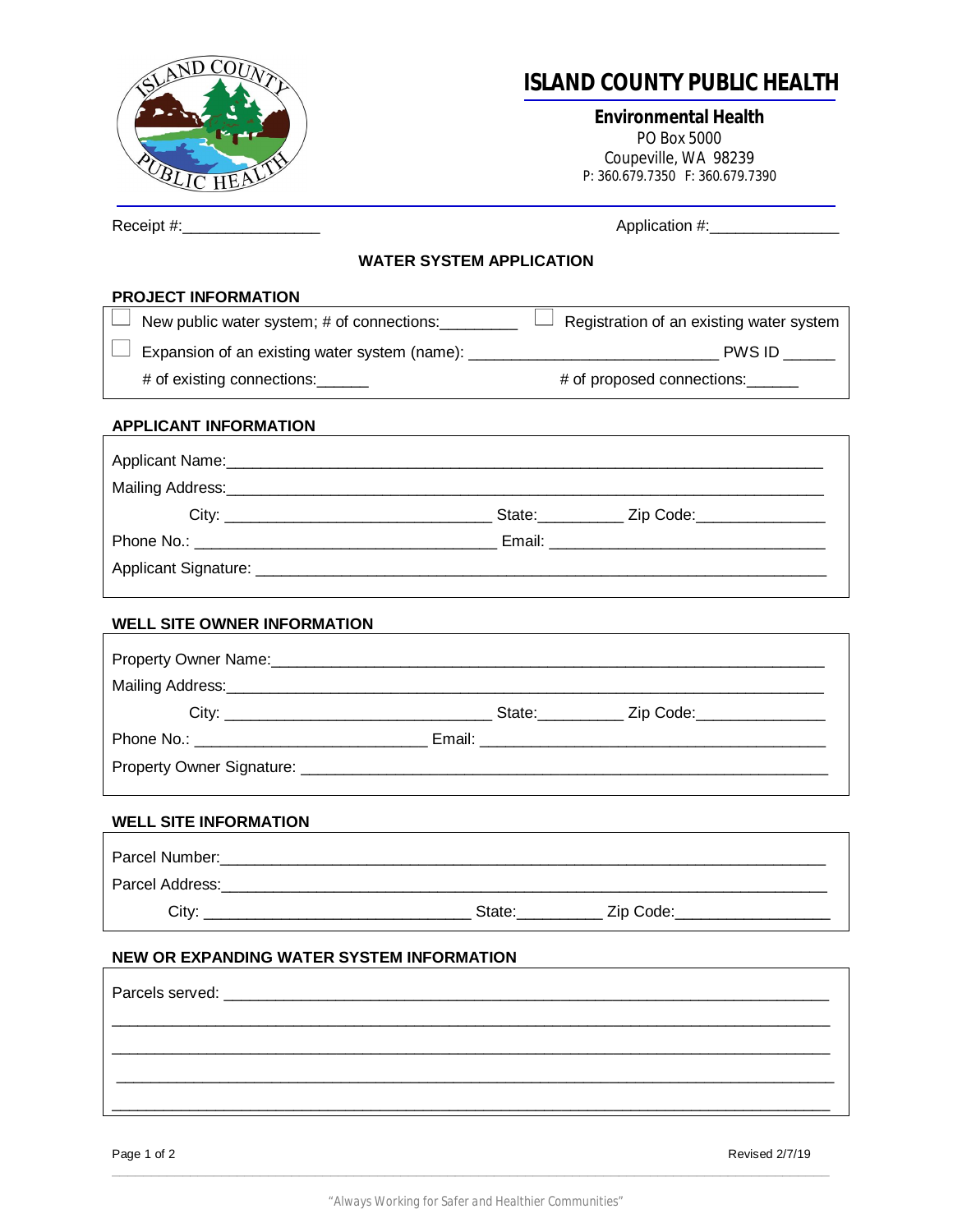# ISLAND COUNTY PUBLIC HEALTH

**Environmental Health**
PO Box 5000
Coupeville, WA 98239
P: 360.679.7350 F: 360.679.7390

Receipt #:________________ Application #:_______________

## WATER SYSTEM APPLICATION

### PROJECT INFORMATION

☐ New public water system; # of connections:_________ ☐ Registration of an existing water system

☐ Expansion of an existing water system (name): ____________________________ PWS ID ______

# of existing connections:______ # of proposed connections:______

### APPLICANT INFORMATION

Applicant Name:_______________________________________________________________

Mailing Address:_______________________________________________________________

City: ______________________________ State:__________ Zip Code:_______________

Phone No.: __________________________________ Email: _______________________________

Applicant Signature: ____________________________________________________________

### WELL SITE OWNER INFORMATION

Property Owner Name:___________________________________________________________

Mailing Address:_______________________________________________________________

City: ______________________________ State:__________ Zip Code:_______________

Phone No.: __________________________ Email: _______________________________________

Property Owner Signature: _______________________________________________________

### WELL SITE INFORMATION

Parcel Number:________________________________________________________________

Parcel Address:_________________________________________________________________

City: ______________________________ State:__________ Zip Code:__________________

### NEW OR EXPANDING WATER SYSTEM INFORMATION

Parcels served: _________________________________________________________________

_______________________________________________________________________________

_______________________________________________________________________________

_______________________________________________________________________________

_______________________________________________________________________________

Revised 2/7/19

*"Always Working for Safer and Healthier Communities"*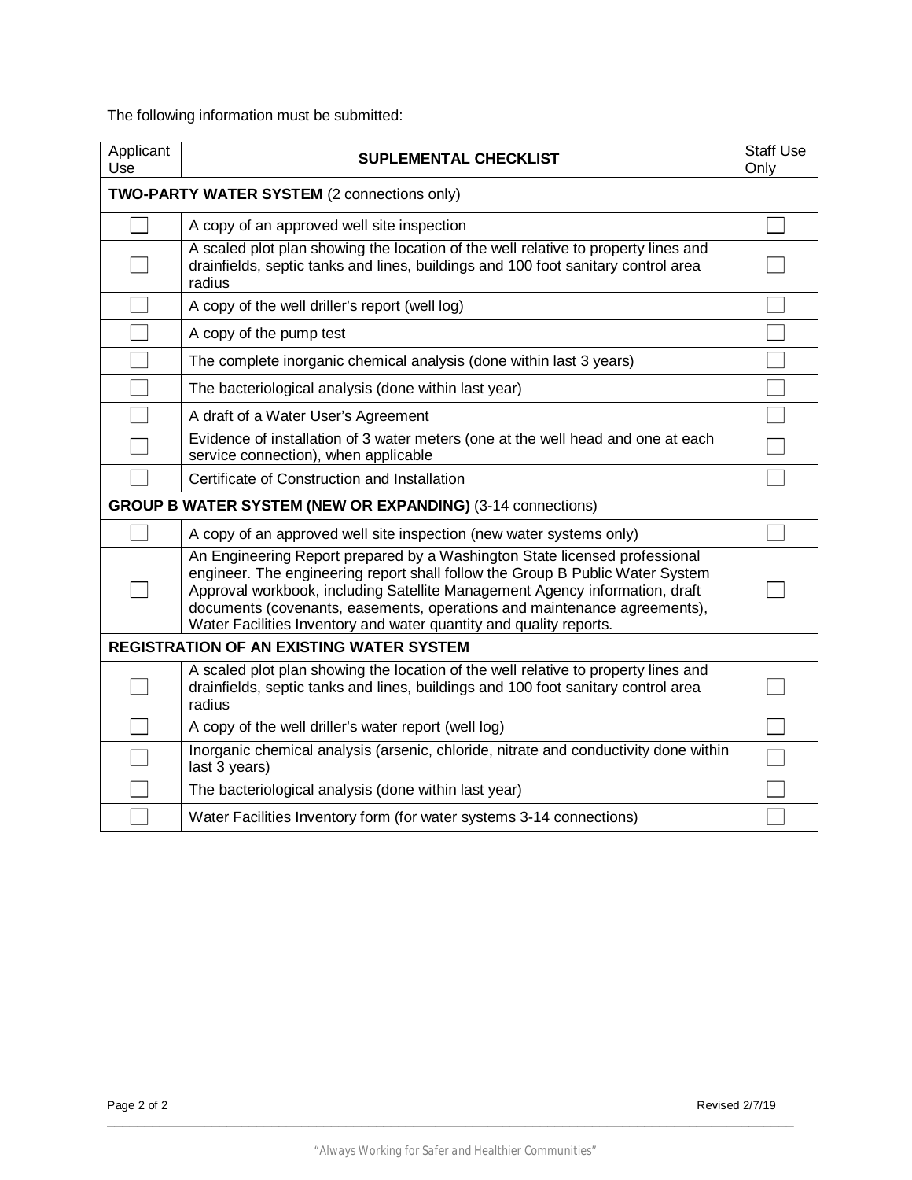The following information must be submitted:

| Applicant Use | SUPLEMENTAL CHECKLIST | Staff Use Only |
| --- | --- | --- |
| **TWO-PARTY WATER SYSTEM** (2 connections only) | | |
| ☐ | A copy of an approved well site inspection | ☐ |
| ☐ | A scaled plot plan showing the location of the well relative to property lines and drainfields, septic tanks and lines, buildings and 100 foot sanitary control area radius | ☐ |
| ☐ | A copy of the well driller's report (well log) | ☐ |
| ☐ | A copy of the pump test | ☐ |
| ☐ | The complete inorganic chemical analysis (done within last 3 years) | ☐ |
| ☐ | The bacteriological analysis (done within last year) | ☐ |
| ☐ | A draft of a Water User's Agreement | ☐ |
| ☐ | Evidence of installation of 3 water meters (one at the well head and one at each service connection), when applicable | ☐ |
| ☐ | Certificate of Construction and Installation | ☐ |
| **GROUP B WATER SYSTEM (NEW OR EXPANDING)** (3-14 connections) | | |
| ☐ | A copy of an approved well site inspection (new water systems only) | ☐ |
| ☐ | An Engineering Report prepared by a Washington State licensed professional engineer. The engineering report shall follow the Group B Public Water System Approval workbook, including Satellite Management Agency information, draft documents (covenants, easements, operations and maintenance agreements), Water Facilities Inventory and water quantity and quality reports. | ☐ |
| **REGISTRATION OF AN EXISTING WATER SYSTEM** | | |
| ☐ | A scaled plot plan showing the location of the well relative to property lines and drainfields, septic tanks and lines, buildings and 100 foot sanitary control area radius | ☐ |
| ☐ | A copy of the well driller's water report (well log) | ☐ |
| ☐ | Inorganic chemical analysis (arsenic, chloride, nitrate and conductivity done within last 3 years) | ☐ |
| ☐ | The bacteriological analysis (done within last year) | ☐ |
| ☐ | Water Facilities Inventory form (for water systems 3-14 connections) | ☐ |

Revised 2/7/19

*"Always Working for Safer and Healthier Communities"*